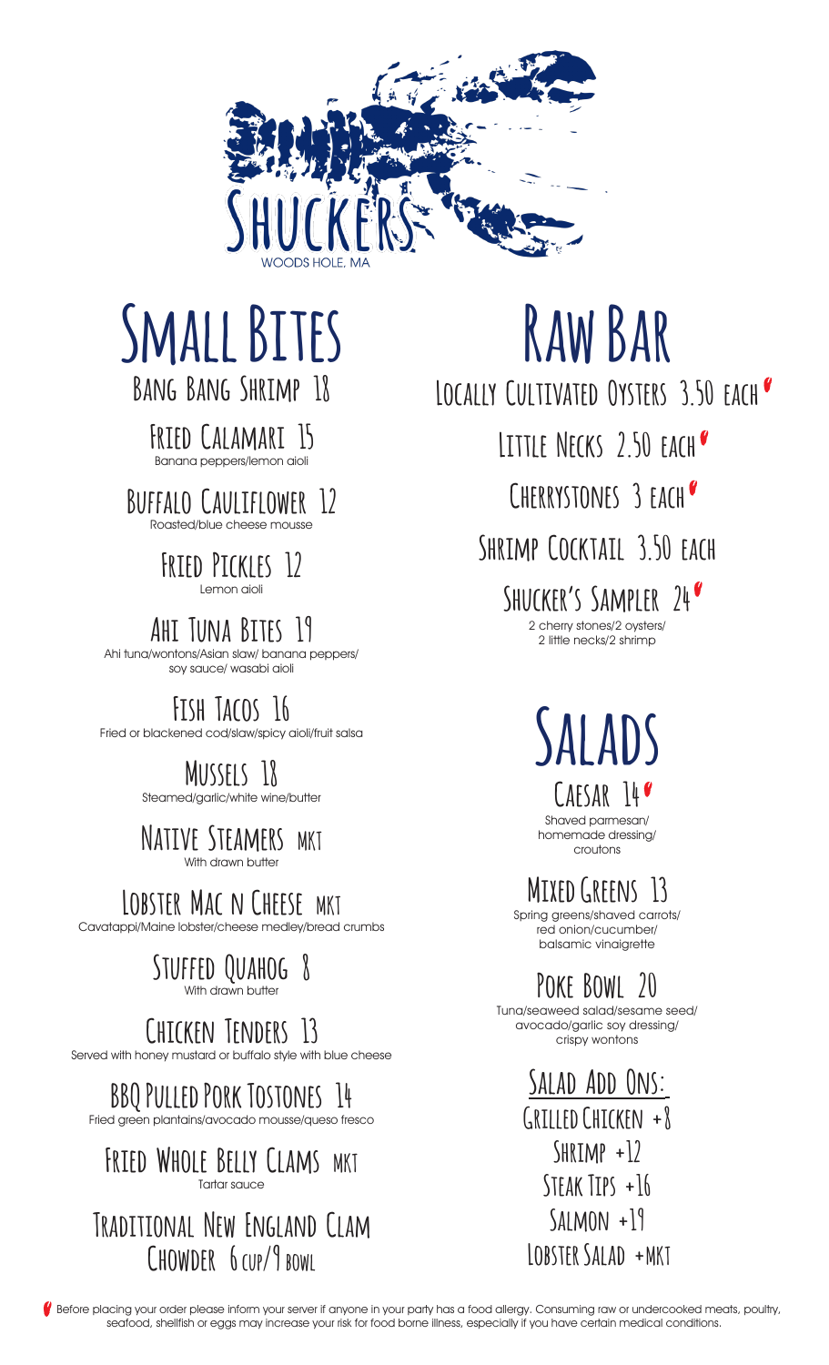# SHUCKERS

WOODS HOLE, MA

## Small Bites

**Bang Bang Shrimp 18**

**Fried Calamari 15**
Banana peppers/lemon aioli

**Buffalo Cauliflower 12**
Roasted/blue cheese mousse

**Fried Pickles 12**
Lemon aioli

**Ahi Tuna Bites 19**
Ahi tuna/wontons/Asian slaw/ banana peppers/ soy sauce/ wasabi aioli

**Fish Tacos 16**
Fried or blackened cod/slaw/spicy aioli/fruit salsa

**Mussels 18**
Steamed/garlic/white wine/butter

**Native Steamers MKT**
With drawn butter

**Lobster Mac n Cheese MKT**
Cavatappi/Maine lobster/cheese medley/bread crumbs

**Stuffed Quahog 8**
With drawn butter

**Chicken Tenders 13**
Served with honey mustard or buffalo style with blue cheese

**BBQ Pulled Pork Tostones 14**
Fried green plantains/avocado mousse/queso fresco

**Fried Whole Belly Clams MKT**
Tartar sauce

**Traditional New England Clam Chowder 6 cup/9 bowl**

## Raw Bar

**Locally Cultivated Oysters 3.50 each** *

**Little Necks 2.50 each** *

**Cherrystones 3 each** *

**Shrimp Cocktail 3.50 each**

**Shucker's Sampler 24** *
2 cherry stones/2 oysters/ 2 little necks/2 shrimp

## Salads

**Caesar 14** *
Shaved parmesan/ homemade dressing/ croutons

**Mixed Greens 13**
Spring greens/shaved carrots/ red onion/cucumber/ balsamic vinaigrette

**Poke Bowl 20**
Tuna/seaweed salad/sesame seed/ avocado/garlic soy dressing/ crispy wontons

### Salad Add Ons:

Grilled Chicken +8
Shrimp +12
Steak Tips +16
Salmon +19
Lobster Salad +MKT

\* Before placing your order please inform your server if anyone in your party has a food allergy. Consuming raw or undercooked meats, poultry, seafood, shellfish or eggs may increase your risk for food borne illness, especially if you have certain medical conditions.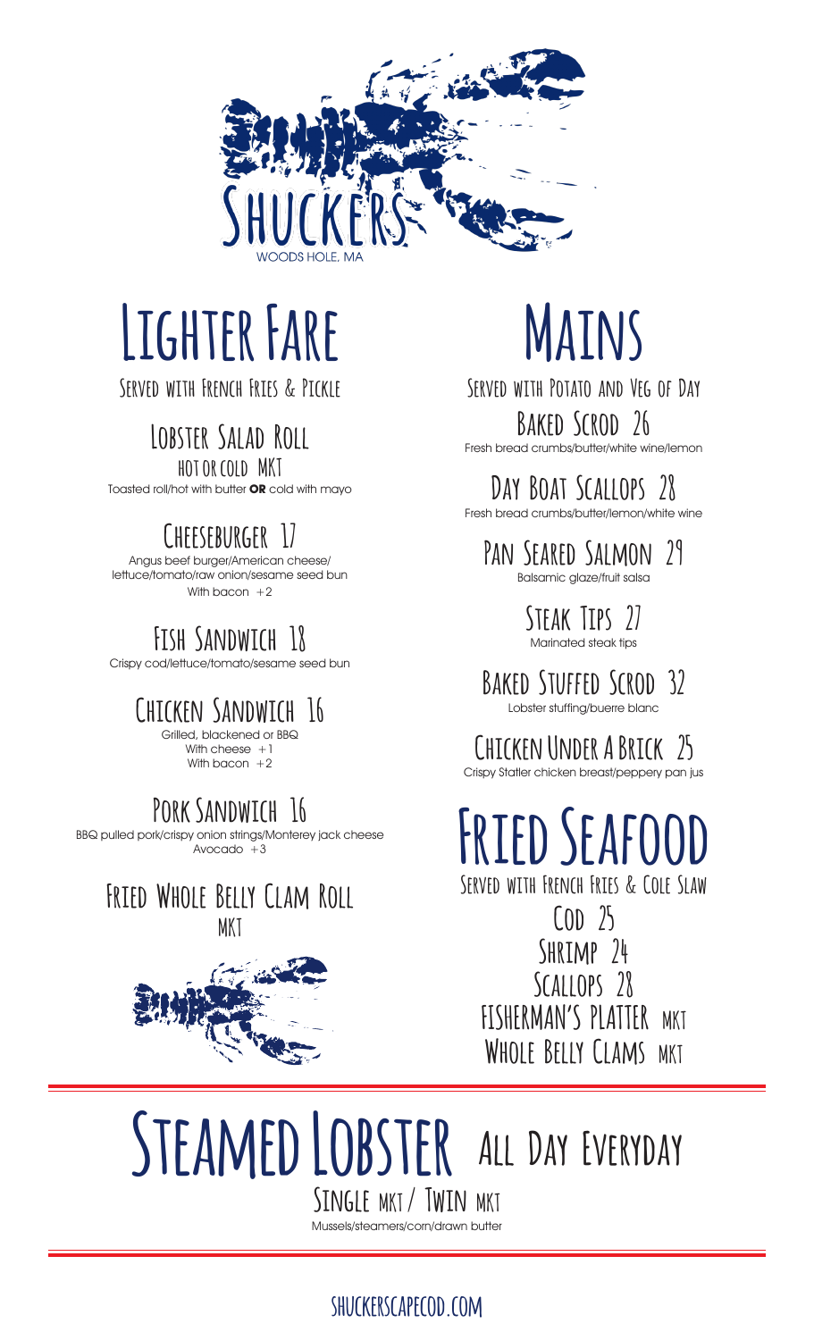# Shuckers

WOODS HOLE, MA

## Lighter Fare

Served with French Fries & Pickle

### Lobster Salad Roll

HOT OR COLD MKT

Toasted roll/hot with butter **OR** cold with mayo

### Cheeseburger 17

Angus beef burger/American cheese/ lettuce/tomato/raw onion/sesame seed bun

With bacon +2

### Fish Sandwich 18

Crispy cod/lettuce/tomato/sesame seed bun

### Chicken Sandwich 16

Grilled, blackened or BBQ

With cheese +1

With bacon +2

### Pork Sandwich 16

BBQ pulled pork/crispy onion strings/Monterey jack cheese

Avocado +3

### Fried Whole Belly Clam Roll

MKT

## Mains

Served with Potato and Veg of Day

### Baked Scrod 26

Fresh bread crumbs/butter/white wine/lemon

### Day Boat Scallops 28

Fresh bread crumbs/butter/lemon/white wine

### Pan Seared Salmon 29

Balsamic glaze/fruit salsa

### Steak Tips 27

Marinated steak tips

### Baked Stuffed Scrod 32

Lobster stuffing/buerre blanc

### Chicken Under A Brick 25

Crispy Statler chicken breast/peppery pan jus

## Fried Seafood

Served with French Fries & Cole Slaw

Cod 25

Shrimp 24

Scallops 28

FISHERMAN'S PLATTER MKT

Whole Belly Clams MKT

## Steamed Lobster All Day Everyday

Single MKT / Twin MKT

Mussels/steamers/corn/drawn butter

SHUCKERSCAPECOD.COM